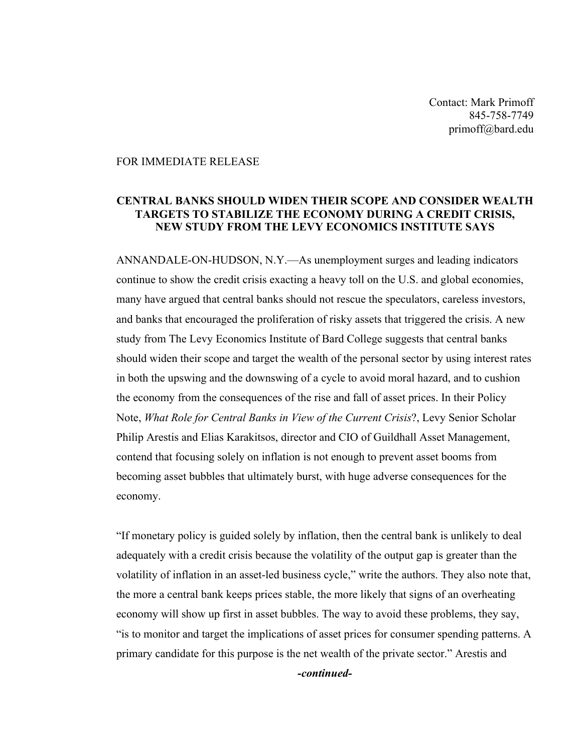Contact: Mark Primoff
845-758-7749
primoff@bard.edu

FOR IMMEDIATE RELEASE

**CENTRAL BANKS SHOULD WIDEN THEIR SCOPE AND CONSIDER WEALTH TARGETS TO STABILIZE THE ECONOMY DURING A CREDIT CRISIS, NEW STUDY FROM THE LEVY ECONOMICS INSTITUTE SAYS**

ANNANDALE-ON-HUDSON, N.Y.—As unemployment surges and leading indicators continue to show the credit crisis exacting a heavy toll on the U.S. and global economies, many have argued that central banks should not rescue the speculators, careless investors, and banks that encouraged the proliferation of risky assets that triggered the crisis. A new study from The Levy Economics Institute of Bard College suggests that central banks should widen their scope and target the wealth of the personal sector by using interest rates in both the upswing and the downswing of a cycle to avoid moral hazard, and to cushion the economy from the consequences of the rise and fall of asset prices. In their Policy Note, *What Role for Central Banks in View of the Current Crisis*?, Levy Senior Scholar Philip Arestis and Elias Karakitsos, director and CIO of Guildhall Asset Management, contend that focusing solely on inflation is not enough to prevent asset booms from becoming asset bubbles that ultimately burst, with huge adverse consequences for the economy.

"If monetary policy is guided solely by inflation, then the central bank is unlikely to deal adequately with a credit crisis because the volatility of the output gap is greater than the volatility of inflation in an asset-led business cycle," write the authors. They also note that, the more a central bank keeps prices stable, the more likely that signs of an overheating economy will show up first in asset bubbles. The way to avoid these problems, they say, "is to monitor and target the implications of asset prices for consumer spending patterns. A primary candidate for this purpose is the net wealth of the private sector." Arestis and

***-continued-***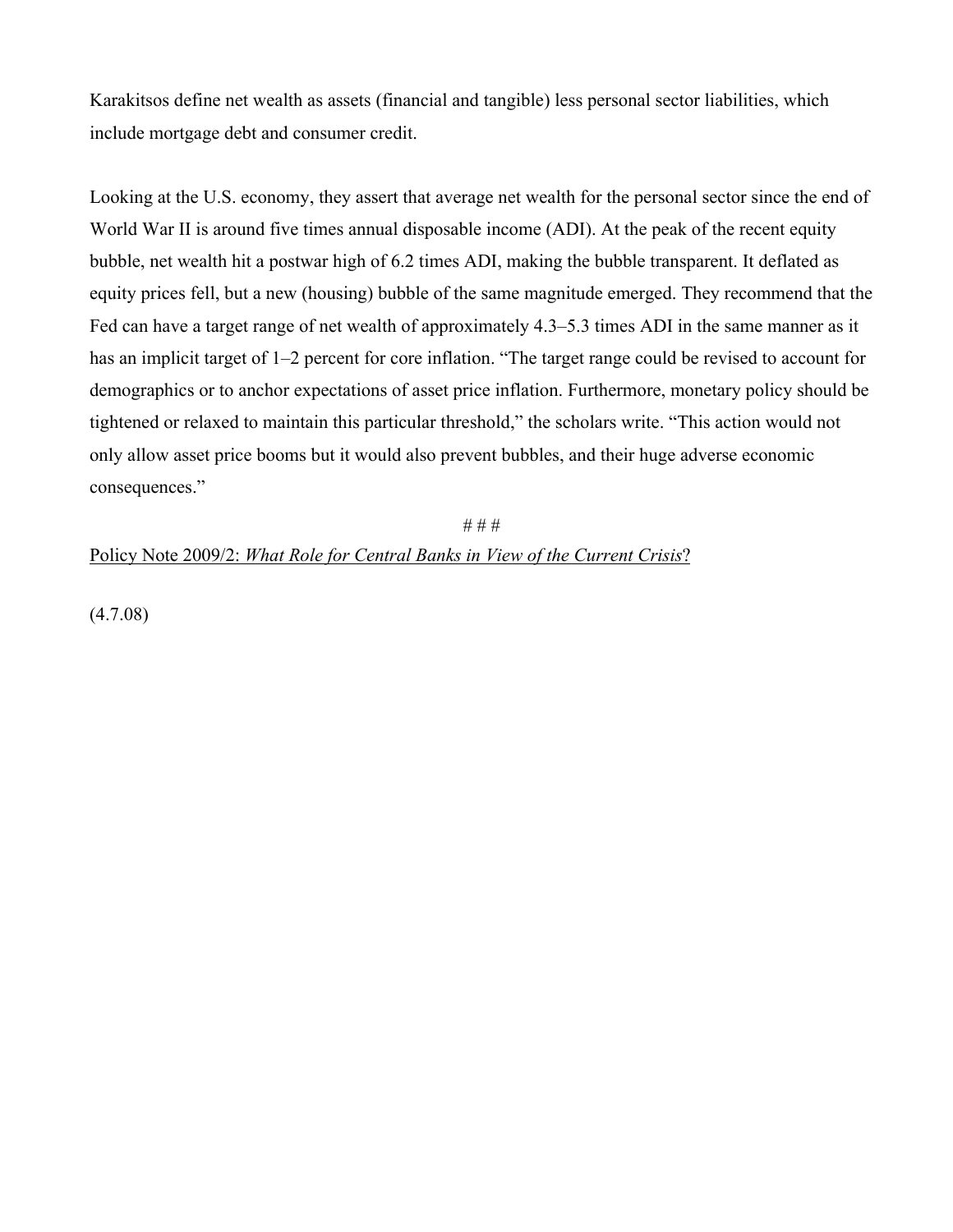Karakitsos define net wealth as assets (financial and tangible) less personal sector liabilities, which include mortgage debt and consumer credit.

Looking at the U.S. economy, they assert that average net wealth for the personal sector since the end of World War II is around five times annual disposable income (ADI). At the peak of the recent equity bubble, net wealth hit a postwar high of 6.2 times ADI, making the bubble transparent. It deflated as equity prices fell, but a new (housing) bubble of the same magnitude emerged. They recommend that the Fed can have a target range of net wealth of approximately 4.3–5.3 times ADI in the same manner as it has an implicit target of 1–2 percent for core inflation. “The target range could be revised to account for demographics or to anchor expectations of asset price inflation. Furthermore, monetary policy should be tightened or relaxed to maintain this particular threshold,” the scholars write. “This action would not only allow asset price booms but it would also prevent bubbles, and their huge adverse economic consequences.”

# # #

Policy Note 2009/2: *What Role for Central Banks in View of the Current Crisis*?

(4.7.08)